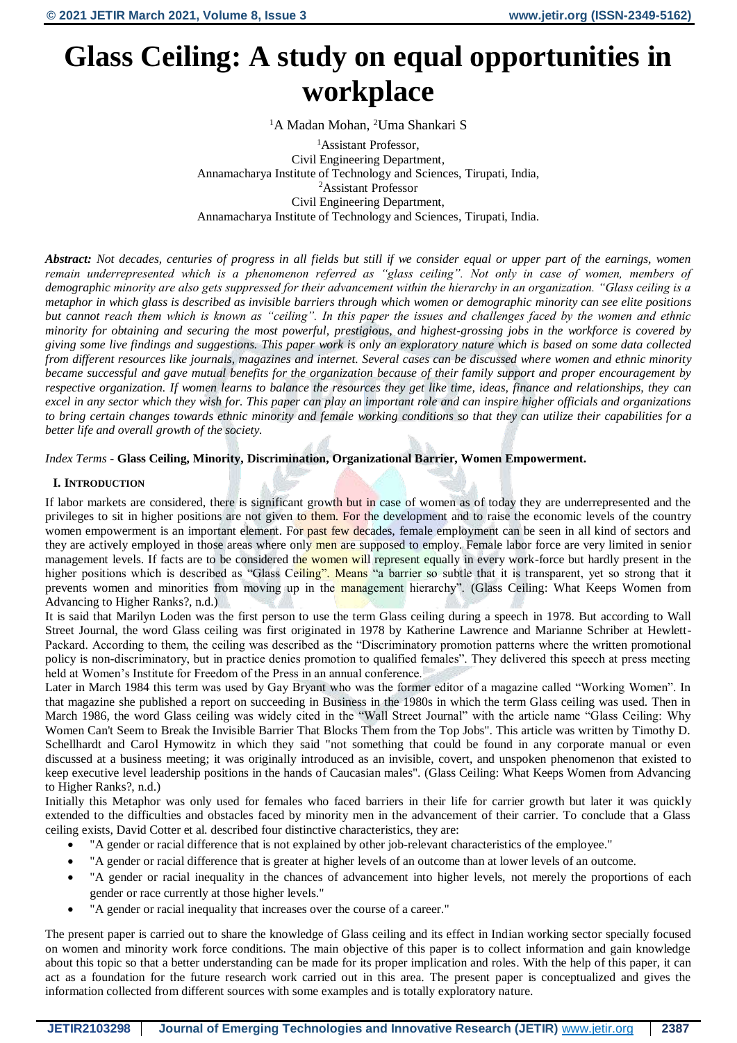# Glass Ceiling: A study on equal opportunities in workplace

[1]A Madan Mohan, [2]Uma Shankari S

[1]Assistant Professor,
Civil Engineering Department,
Annamacharya Institute of Technology and Sciences, Tirupati, India,
[2]Assistant Professor
Civil Engineering Department,
Annamacharya Institute of Technology and Sciences, Tirupati, India.

***Abstract:*** *Not decades, centuries of progress in all fields but still if we consider equal or upper part of the earnings, women remain underrepresented which is a phenomenon referred as "glass ceiling". Not only in case of women, members of demographic minority are also gets suppressed for their advancement within the hierarchy in an organization. "Glass ceiling is a metaphor in which glass is described as invisible barriers through which women or demographic minority can see elite positions but cannot reach them which is known as "ceiling". In this paper the issues and challenges faced by the women and ethnic minority for obtaining and securing the most powerful, prestigious, and highest-grossing jobs in the workforce is covered by giving some live findings and suggestions. This paper work is only an exploratory nature which is based on some data collected from different resources like journals, magazines and internet. Several cases can be discussed where women and ethnic minority became successful and gave mutual benefits for the organization because of their family support and proper encouragement by respective organization. If women learns to balance the resources they get like time, ideas, finance and relationships, they can excel in any sector which they wish for. This paper can play an important role and can inspire higher officials and organizations to bring certain changes towards ethnic minority and female working conditions so that they can utilize their capabilities for a better life and overall growth of the society.*

*Index Terms* - **Glass Ceiling, Minority, Discrimination, Organizational Barrier, Women Empowerment.**

## I. Introduction

If labor markets are considered, there is significant growth but in case of women as of today they are underrepresented and the privileges to sit in higher positions are not given to them. For the development and to raise the economic levels of the country women empowerment is an important element. For past few decades, female employment can be seen in all kind of sectors and they are actively employed in those areas where only men are supposed to employ. Female labor force are very limited in senior management levels. If facts are to be considered the women will represent equally in every work-force but hardly present in the higher positions which is described as "Glass Ceiling". Means "a barrier so subtle that it is transparent, yet so strong that it prevents women and minorities from moving up in the management hierarchy". (Glass Ceiling: What Keeps Women from Advancing to Higher Ranks?, n.d.)

It is said that Marilyn Loden was the first person to use the term Glass ceiling during a speech in 1978. But according to Wall Street Journal, the word Glass ceiling was first originated in 1978 by Katherine Lawrence and Marianne Schriber at Hewlett-Packard. According to them, the ceiling was described as the "Discriminatory promotion patterns where the written promotional policy is non-discriminatory, but in practice denies promotion to qualified females". They delivered this speech at press meeting held at Women's Institute for Freedom of the Press in an annual conference.

Later in March 1984 this term was used by Gay Bryant who was the former editor of a magazine called "Working Women". In that magazine she published a report on succeeding in Business in the 1980s in which the term Glass ceiling was used. Then in March 1986, the word Glass ceiling was widely cited in the "Wall Street Journal" with the article name "Glass Ceiling: Why Women Can't Seem to Break the Invisible Barrier That Blocks Them from the Top Jobs". This article was written by Timothy D. Schellhardt and Carol Hymowitz in which they said "not something that could be found in any corporate manual or even discussed at a business meeting; it was originally introduced as an invisible, covert, and unspoken phenomenon that existed to keep executive level leadership positions in the hands of Caucasian males". (Glass Ceiling: What Keeps Women from Advancing to Higher Ranks?, n.d.)

Initially this Metaphor was only used for females who faced barriers in their life for carrier growth but later it was quickly extended to the difficulties and obstacles faced by minority men in the advancement of their carrier. To conclude that a Glass ceiling exists, David Cotter et al. described four distinctive characteristics, they are:

- "A gender or racial difference that is not explained by other job-relevant characteristics of the employee."
- "A gender or racial difference that is greater at higher levels of an outcome than at lower levels of an outcome.
- "A gender or racial inequality in the chances of advancement into higher levels, not merely the proportions of each gender or race currently at those higher levels."
- "A gender or racial inequality that increases over the course of a career."

The present paper is carried out to share the knowledge of Glass ceiling and its effect in Indian working sector specially focused on women and minority work force conditions. The main objective of this paper is to collect information and gain knowledge about this topic so that a better understanding can be made for its proper implication and roles. With the help of this paper, it can act as a foundation for the future research work carried out in this area. The present paper is conceptualized and gives the information collected from different sources with some examples and is totally exploratory nature.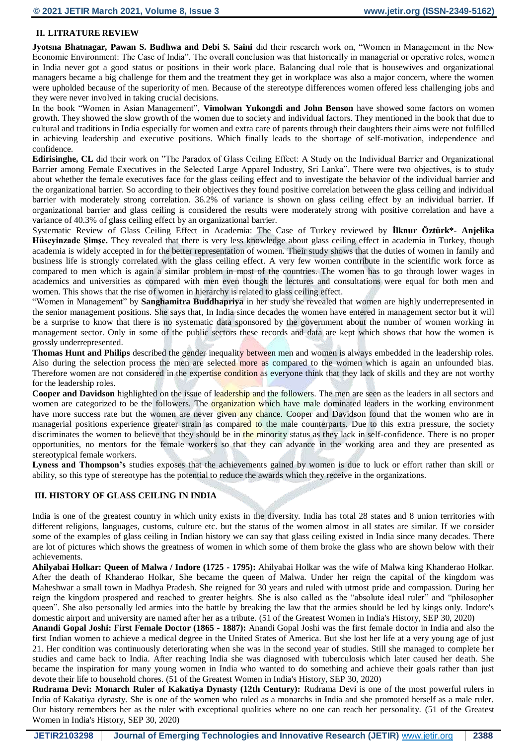## II. LITRATURE REVIEW

**Jyotsna Bhatnagar, Pawan S. Budhwa and Debi S. Saini** did their research work on, "Women in Management in the New Economic Environment: The Case of India". The overall conclusion was that historically in managerial or operative roles, women in India never got a good status or positions in their work place. Balancing dual role that is housewives and organizational managers became a big challenge for them and the treatment they get in workplace was also a major concern, where the women were upholded because of the superiority of men. Because of the stereotype differences women offered less challenging jobs and they were never involved in taking crucial decisions.

In the book "Women in Asian Management", **Vimolwan Yukongdi and John Benson** have showed some factors on women growth. They showed the slow growth of the women due to society and individual factors. They mentioned in the book that due to cultural and traditions in India especially for women and extra care of parents through their daughters their aims were not fulfilled in achieving leadership and executive positions. Which finally leads to the shortage of self-motivation, independence and confidence.

**Edirisinghe, CL** did their work on "The Paradox of Glass Ceiling Effect: A Study on the Individual Barrier and Organizational Barrier among Female Executives in the Selected Large Apparel Industry, Sri Lanka". There were two objectives, is to study about whether the female executives face for the glass ceiling effect and to investigate the behavior of the individual barrier and the organizational barrier. So according to their objectives they found positive correlation between the glass ceiling and individual barrier with moderately strong correlation. 36.2% of variance is shown on glass ceiling effect by an individual barrier. If organizational barrier and glass ceiling is considered the results were moderately strong with positive correlation and have a variance of 40.3% of glass ceiling effect by an organizational barrier.

Systematic Review of Glass Ceiling Effect in Academia: The Case of Turkey reviewed by **İlknur Öztürk\*- Anjelika Hüseyinzade Şimşe.** They revealed that there is very less knowledge about glass ceiling effect in academia in Turkey, though academia is widely accepted in for the better representation of women. Their study shows that the duties of women in family and business life is strongly correlated with the glass ceiling effect. A very few women contribute in the scientific work force as compared to men which is again a similar problem in most of the countries. The women has to go through lower wages in academics and universities as compared with men even though the lectures and consultations were equal for both men and women. This shows that the rise of women in hierarchy is related to glass ceiling effect.

"Women in Management" by **Sanghamitra Buddhapriya** in her study she revealed that women are highly underrepresented in the senior management positions. She says that, In India since decades the women have entered in management sector but it will be a surprise to know that there is no systematic data sponsored by the government about the number of women working in management sector. Only in some of the public sectors these records and data are kept which shows that how the women is grossly underrepresented.

**Thomas Hunt and Philips** described the gender inequality between men and women is always embedded in the leadership roles. Also during the selection process the men are selected more as compared to the women which is again an unfounded bias. Therefore women are not considered in the expertise condition as everyone think that they lack of skills and they are not worthy for the leadership roles.

**Cooper and Davidson** highlighted on the issue of leadership and the followers. The men are seen as the leaders in all sectors and women are categorized to be the followers. The organization which have male dominated leaders in the working environment have more success rate but the women are never given any chance. Cooper and Davidson found that the women who are in managerial positions experience greater strain as compared to the male counterparts. Due to this extra pressure, the society discriminates the women to believe that they should be in the minority status as they lack in self-confidence. There is no proper opportunities, no mentors for the female workers so that they can advance in the working area and they are presented as stereotypical female workers.

**Lyness and Thompson's** studies exposes that the achievements gained by women is due to luck or effort rather than skill or ability, so this type of stereotype has the potential to reduce the awards which they receive in the organizations.

## III. HISTORY OF GLASS CEILING IN INDIA

India is one of the greatest country in which unity exists in the diversity. India has total 28 states and 8 union territories with different religions, languages, customs, culture etc. but the status of the women almost in all states are similar. If we consider some of the examples of glass ceiling in Indian history we can say that glass ceiling existed in India since many decades. There are lot of pictures which shows the greatness of women in which some of them broke the glass who are shown below with their achievements.

**Ahilyabai Holkar: Queen of Malwa / Indore (1725 - 1795):** Ahilyabai Holkar was the wife of Malwa king Khanderao Holkar. After the death of Khanderao Holkar, She became the queen of Malwa. Under her reign the capital of the kingdom was Maheshwar a small town in Madhya Pradesh. She reigned for 30 years and ruled with utmost pride and compassion. During her reign the kingdom prospered and reached to greater heights. She is also called as the "absolute ideal ruler" and "philosopher queen". She also personally led armies into the battle by breaking the law that the armies should be led by kings only. Indore's domestic airport and university are named after her as a tribute. (51 of the Greatest Women in India's History, SEP 30, 2020)

**Anandi Gopal Joshi: First Female Doctor (1865 - 1887):** Anandi Gopal Joshi was the first female doctor in India and also the first Indian women to achieve a medical degree in the United States of America. But she lost her life at a very young age of just 21. Her condition was continuously deteriorating when she was in the second year of studies. Still she managed to complete her studies and came back to India. After reaching India she was diagnosed with tuberculosis which later caused her death. She became the inspiration for many young women in India who wanted to do something and achieve their goals rather than just devote their life to household chores. (51 of the Greatest Women in India's History, SEP 30, 2020)

**Rudrama Devi: Monarch Ruler of Kakatiya Dynasty (12th Century):** Rudrama Devi is one of the most powerful rulers in India of Kakatiya dynasty. She is one of the women who ruled as a monarchs in India and she promoted herself as a male ruler. Our history remembers her as the ruler with exceptional qualities where no one can reach her personality. (51 of the Greatest Women in India's History, SEP 30, 2020)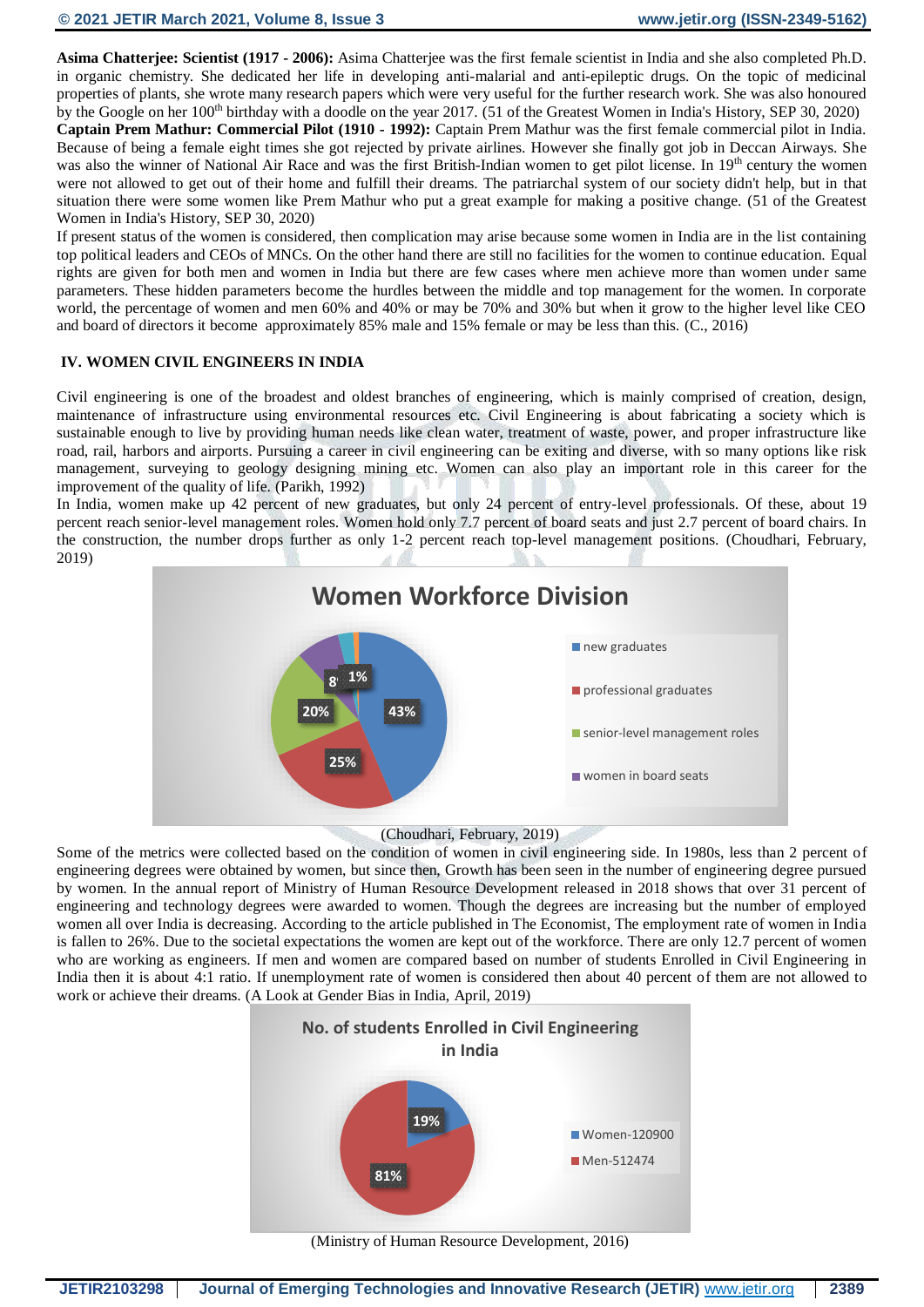**Asima Chatterjee: Scientist (1917 - 2006):** Asima Chatterjee was the first female scientist in India and she also completed Ph.D. in organic chemistry. She dedicated her life in developing anti-malarial and anti-epileptic drugs. On the topic of medicinal properties of plants, she wrote many research papers which were very useful for the further research work. She was also honoured by the Google on her 100th birthday with a doodle on the year 2017. (51 of the Greatest Women in India's History, SEP 30, 2020)

**Captain Prem Mathur: Commercial Pilot (1910 - 1992):** Captain Prem Mathur was the first female commercial pilot in India. Because of being a female eight times she got rejected by private airlines. However she finally got job in Deccan Airways. She was also the winner of National Air Race and was the first British-Indian women to get pilot license. In 19th century the women were not allowed to get out of their home and fulfill their dreams. The patriarchal system of our society didn't help, but in that situation there were some women like Prem Mathur who put a great example for making a positive change. (51 of the Greatest Women in India's History, SEP 30, 2020)

If present status of the women is considered, then complication may arise because some women in India are in the list containing top political leaders and CEOs of MNCs. On the other hand there are still no facilities for the women to continue education. Equal rights are given for both men and women in India but there are few cases where men achieve more than women under same parameters. These hidden parameters become the hurdles between the middle and top management for the women. In corporate world, the percentage of women and men 60% and 40% or may be 70% and 30% but when it grow to the higher level like CEO and board of directors it become approximately 85% male and 15% female or may be less than this. (C., 2016)

## IV. WOMEN CIVIL ENGINEERS IN INDIA

Civil engineering is one of the broadest and oldest branches of engineering, which is mainly comprised of creation, design, maintenance of infrastructure using environmental resources etc. Civil Engineering is about fabricating a society which is sustainable enough to live by providing human needs like clean water, treatment of waste, power, and proper infrastructure like road, rail, harbors and airports. Pursuing a career in civil engineering can be exiting and diverse, with so many options like risk management, surveying to geology designing mining etc. Women can also play an important role in this career for the improvement of the quality of life. (Parikh, 1992)

In India, women make up 42 percent of new graduates, but only 24 percent of entry-level professionals. Of these, about 19 percent reach senior-level management roles. Women hold only 7.7 percent of board seats and just 2.7 percent of board chairs. In the construction, the number drops further as only 1-2 percent reach top-level management positions. (Choudhari, February, 2019)

**Women Workforce Division**

| Category | Share |
|---|---|
| new graduates | 43% |
| professional graduates | 25% |
| senior-level management roles | 20% |
| women in board seats | 8% |
| (unlabeled) | 3% |
| (unlabeled) | 1% |

(Choudhari, February, 2019)

Some of the metrics were collected based on the condition of women in civil engineering side. In 1980s, less than 2 percent of engineering degrees were obtained by women, but since then, Growth has been seen in the number of engineering degree pursued by women. In the annual report of Ministry of Human Resource Development released in 2018 shows that over 31 percent of engineering and technology degrees were awarded to women. Though the degrees are increasing but the number of employed women all over India is decreasing. According to the article published in The Economist, The employment rate of women in India is fallen to 26%. Due to the societal expectations the women are kept out of the workforce. There are only 12.7 percent of women who are working as engineers. If men and women are compared based on number of students Enrolled in Civil Engineering in India then it is about 4:1 ratio. If unemployment rate of women is considered then about 40 percent of them are not allowed to work or achieve their dreams. (A Look at Gender Bias in India, April, 2019)

**No. of students Enrolled in Civil Engineering in India**

| Category | Share |
|---|---|
| Women-120900 | 19% |
| Men-512474 | 81% |

(Ministry of Human Resource Development, 2016)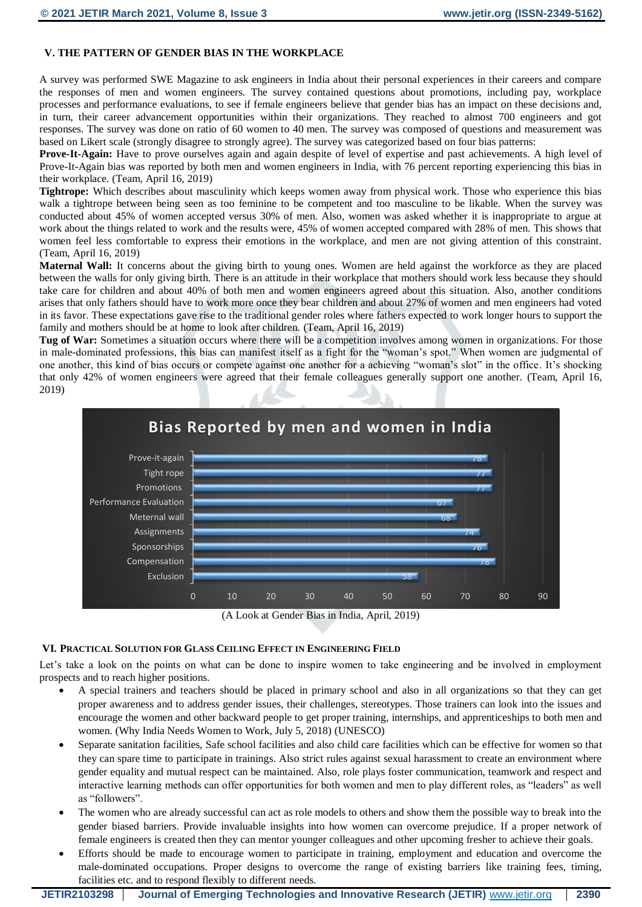## V. THE PATTERN OF GENDER BIAS IN THE WORKPLACE

A survey was performed SWE Magazine to ask engineers in India about their personal experiences in their careers and compare the responses of men and women engineers. The survey contained questions about promotions, including pay, workplace processes and performance evaluations, to see if female engineers believe that gender bias has an impact on these decisions and, in turn, their career advancement opportunities within their organizations. They reached to almost 700 engineers and got responses. The survey was done on ratio of 60 women to 40 men. The survey was composed of questions and measurement was based on Likert scale (strongly disagree to strongly agree). The survey was categorized based on four bias patterns:

**Prove-It-Again:** Have to prove ourselves again and again despite of level of expertise and past achievements. A high level of Prove-It-Again bias was reported by both men and women engineers in India, with 76 percent reporting experiencing this bias in their workplace. (Team, April 16, 2019)

**Tightrope:** Which describes about masculinity which keeps women away from physical work. Those who experience this bias walk a tightrope between being seen as too feminine to be competent and too masculine to be likable. When the survey was conducted about 45% of women accepted versus 30% of men. Also, women was asked whether it is inappropriate to argue at work about the things related to work and the results were, 45% of women accepted compared with 28% of men. This shows that women feel less comfortable to express their emotions in the workplace, and men are not giving attention of this constraint. (Team, April 16, 2019)

**Maternal Wall:** It concerns about the giving birth to young ones. Women are held against the workforce as they are placed between the walls for only giving birth. There is an attitude in their workplace that mothers should work less because they should take care for children and about 40% of both men and women engineers agreed about this situation. Also, another conditions arises that only fathers should have to work more once they bear children and about 27% of women and men engineers had voted in its favor. These expectations gave rise to the traditional gender roles where fathers expected to work longer hours to support the family and mothers should be at home to look after children. (Team, April 16, 2019)

**Tug of War:** Sometimes a situation occurs where there will be a competition involves among women in organizations. For those in male-dominated professions, this bias can manifest itself as a fight for the "woman's spot." When women are judgmental of one another, this kind of bias occurs or compete against one another for a achieving "woman's slot" in the office. It's shocking that only 42% of women engineers were agreed that their female colleagues generally support one another. (Team, April 16, 2019)

**Bias Reported by men and women in India**

| Bias | Value |
|---|---|
| Prove-it-again | 76 |
| Tight rope | 77 |
| Promotions | 77 |
| Performance Evaluation | 67 |
| Meternal wall | 68 |
| Assignments | 74 |
| Sponsorships | 76 |
| Compensation | 78 |
| Exclusion | 58 |

(A Look at Gender Bias in India, April, 2019)

## VI. PRACTICAL SOLUTION FOR GLASS CEILING EFFECT IN ENGINEERING FIELD

Let's take a look on the points on what can be done to inspire women to take engineering and be involved in employment prospects and to reach higher positions.

- A special trainers and teachers should be placed in primary school and also in all organizations so that they can get proper awareness and to address gender issues, their challenges, stereotypes. Those trainers can look into the issues and encourage the women and other backward people to get proper training, internships, and apprenticeships to both men and women. (Why India Needs Women to Work, July 5, 2018) (UNESCO)
- Separate sanitation facilities, Safe school facilities and also child care facilities which can be effective for women so that they can spare time to participate in trainings. Also strict rules against sexual harassment to create an environment where gender equality and mutual respect can be maintained. Also, role plays foster communication, teamwork and respect and interactive learning methods can offer opportunities for both women and men to play different roles, as "leaders" as well as "followers".
- The women who are already successful can act as role models to others and show them the possible way to break into the gender biased barriers. Provide invaluable insights into how women can overcome prejudice. If a proper network of female engineers is created then they can mentor younger colleagues and other upcoming fresher to achieve their goals.
- Efforts should be made to encourage women to participate in training, employment and education and overcome the male-dominated occupations. Proper designs to overcome the range of existing barriers like training fees, timing, facilities etc. and to respond flexibly to different needs.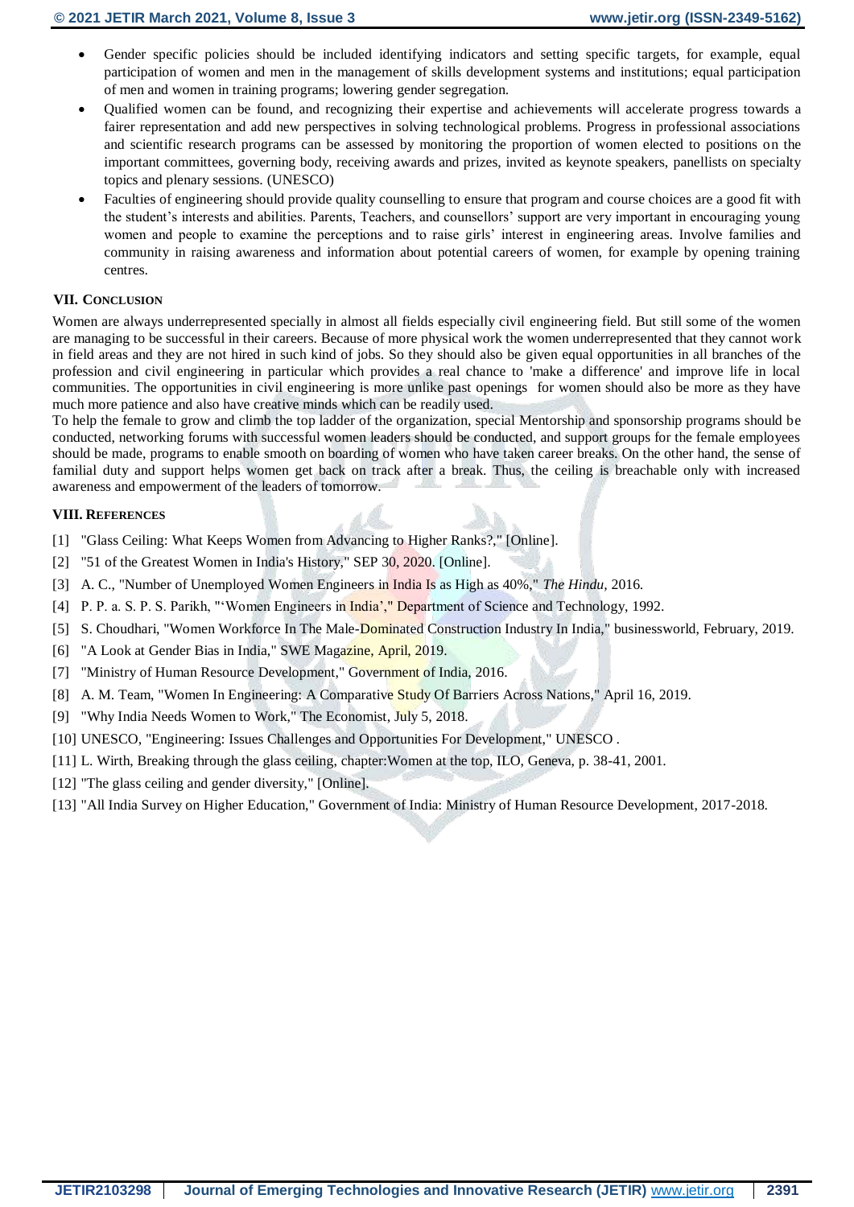- Gender specific policies should be included identifying indicators and setting specific targets, for example, equal participation of women and men in the management of skills development systems and institutions; equal participation of men and women in training programs; lowering gender segregation.
- Qualified women can be found, and recognizing their expertise and achievements will accelerate progress towards a fairer representation and add new perspectives in solving technological problems. Progress in professional associations and scientific research programs can be assessed by monitoring the proportion of women elected to positions on the important committees, governing body, receiving awards and prizes, invited as keynote speakers, panellists on specialty topics and plenary sessions. (UNESCO)
- Faculties of engineering should provide quality counselling to ensure that program and course choices are a good fit with the student's interests and abilities. Parents, Teachers, and counsellors' support are very important in encouraging young women and people to examine the perceptions and to raise girls' interest in engineering areas. Involve families and community in raising awareness and information about potential careers of women, for example by opening training centres.

## VII. Conclusion

Women are always underrepresented specially in almost all fields especially civil engineering field. But still some of the women are managing to be successful in their careers. Because of more physical work the women underrepresented that they cannot work in field areas and they are not hired in such kind of jobs. So they should also be given equal opportunities in all branches of the profession and civil engineering in particular which provides a real chance to 'make a difference' and improve life in local communities. The opportunities in civil engineering is more unlike past openings for women should also be more as they have much more patience and also have creative minds which can be readily used.

To help the female to grow and climb the top ladder of the organization, special Mentorship and sponsorship programs should be conducted, networking forums with successful women leaders should be conducted, and support groups for the female employees should be made, programs to enable smooth on boarding of women who have taken career breaks. On the other hand, the sense of familial duty and support helps women get back on track after a break. Thus, the ceiling is breachable only with increased awareness and empowerment of the leaders of tomorrow.

## VIII. References

[1] "Glass Ceiling: What Keeps Women from Advancing to Higher Ranks?," [Online].

[2] "51 of the Greatest Women in India's History," SEP 30, 2020. [Online].

[3] A. C., "Number of Unemployed Women Engineers in India Is as High as 40%," *The Hindu*, 2016.

[4] P. P. a. S. P. S. Parikh, "'Women Engineers in India'," Department of Science and Technology, 1992.

[5] S. Choudhari, "Women Workforce In The Male-Dominated Construction Industry In India," businessworld, February, 2019.

[6] "A Look at Gender Bias in India," SWE Magazine, April, 2019.

[7] "Ministry of Human Resource Development," Government of India, 2016.

[8] A. M. Team, "Women In Engineering: A Comparative Study Of Barriers Across Nations," April 16, 2019.

[9] "Why India Needs Women to Work," The Economist, July 5, 2018.

[10] UNESCO, "Engineering: Issues Challenges and Opportunities For Development," UNESCO .

[11] L. Wirth, Breaking through the glass ceiling, chapter:Women at the top, ILO, Geneva, p. 38-41, 2001.

[12] "The glass ceiling and gender diversity," [Online].

[13] "All India Survey on Higher Education," Government of India: Ministry of Human Resource Development, 2017-2018.